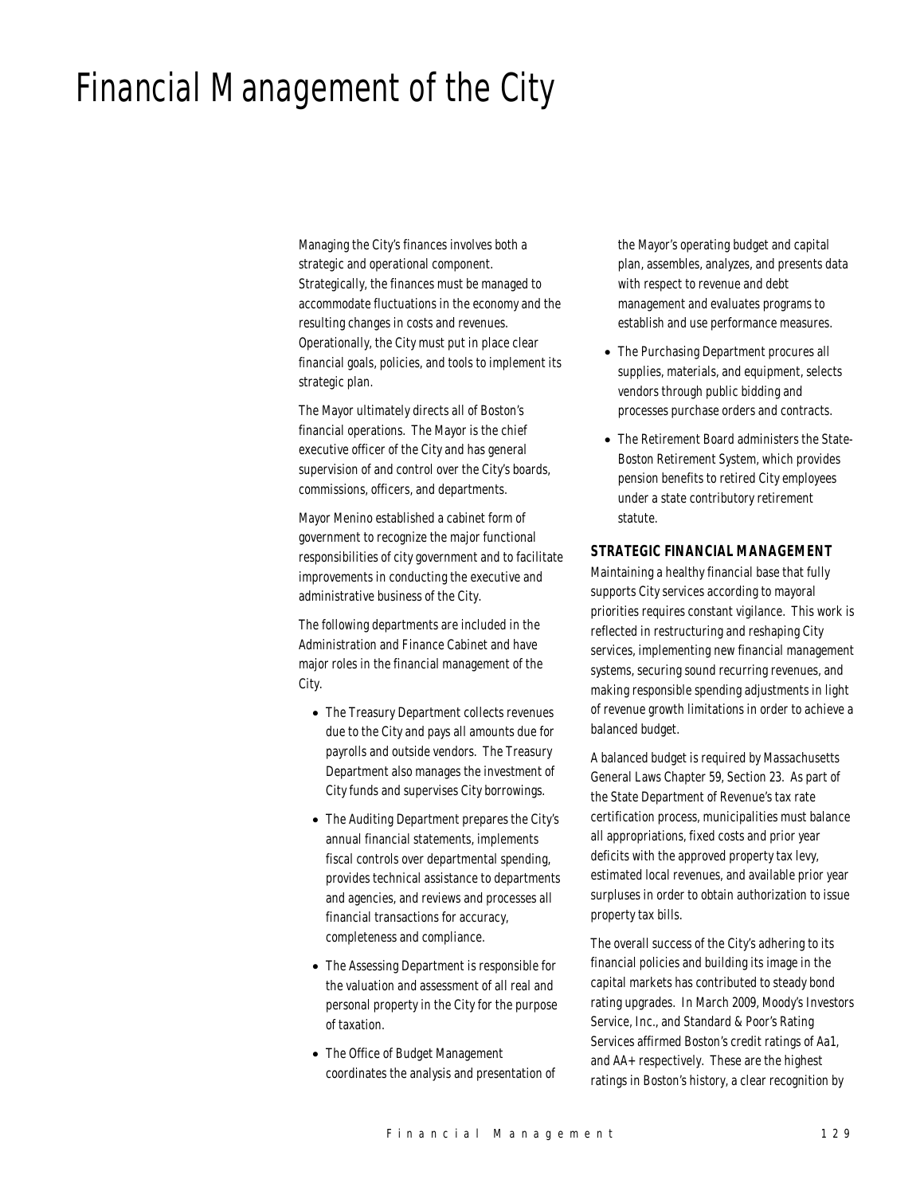# Financial Management of the City

Managing the City's finances involves both a strategic and operational component. Strategically, the finances must be managed to accommodate fluctuations in the economy and the resulting changes in costs and revenues. Operationally, the City must put in place clear financial goals, policies, and tools to implement its strategic plan.

The Mayor ultimately directs all of Boston's financial operations. The Mayor is the chief executive officer of the City and has general supervision of and control over the City's boards, commissions, officers, and departments.

Mayor Menino established a cabinet form of government to recognize the major functional responsibilities of city government and to facilitate improvements in conducting the executive and administrative business of the City.

The following departments are included in the Administration and Finance Cabinet and have major roles in the financial management of the City.

- The Treasury Department collects revenues due to the City and pays all amounts due for payrolls and outside vendors. The Treasury Department also manages the investment of City funds and supervises City borrowings.
- The Auditing Department prepares the City's annual financial statements, implements fiscal controls over departmental spending, provides technical assistance to departments and agencies, and reviews and processes all financial transactions for accuracy, completeness and compliance.
- The Assessing Department is responsible for the valuation and assessment of all real and personal property in the City for the purpose of taxation.
- The Office of Budget Management coordinates the analysis and presentation of the Mayor's operating budget and capital plan, assembles, analyzes, and presents data with respect to revenue and debt management and evaluates programs to establish and use performance measures.
- The Purchasing Department procures all supplies, materials, and equipment, selects vendors through public bidding and processes purchase orders and contracts.
- The Retirement Board administers the State-Boston Retirement System, which provides pension benefits to retired City employees under a state contributory retirement statute.

## STRATEGIC FINANCIAL MANAGEMENT

Maintaining a healthy financial base that fully supports City services according to mayoral priorities requires constant vigilance. This work is reflected in restructuring and reshaping City services, implementing new financial management systems, securing sound recurring revenues, and making responsible spending adjustments in light of revenue growth limitations in order to achieve a balanced budget.

A balanced budget is required by Massachusetts General Laws Chapter 59, Section 23. As part of the State Department of Revenue's tax rate certification process, municipalities must balance all appropriations, fixed costs and prior year deficits with the approved property tax levy, estimated local revenues, and available prior year surpluses in order to obtain authorization to issue property tax bills.

The overall success of the City's adhering to its financial policies and building its image in the capital markets has contributed to steady bond rating upgrades. In March 2009, Moody's Investors Service, Inc., and Standard & Poor's Rating Services affirmed Boston's credit ratings of Aa1, and AA+ respectively. These are the highest ratings in Boston's history, a clear recognition by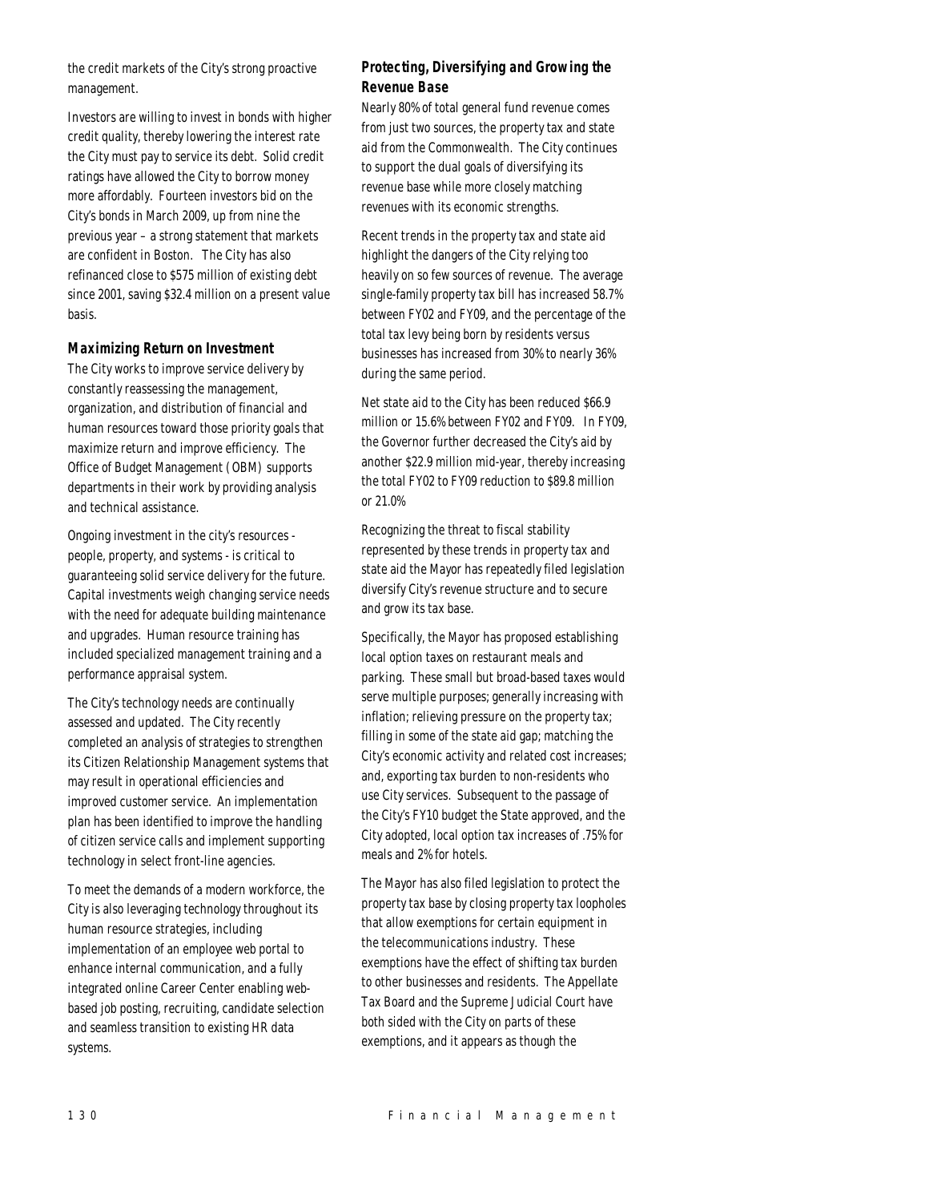the credit markets of the City's strong proactive management.

Investors are willing to invest in bonds with higher credit quality, thereby lowering the interest rate the City must pay to service its debt. Solid credit ratings have allowed the City to borrow money more affordably. Fourteen investors bid on the City's bonds in March 2009, up from nine the previous year – a strong statement that markets are confident in Boston. The City has also refinanced close to $575 million of existing debt since 2001, saving $32.4 million on a present value basis.

### Maximizing Return on Investment

The City works to improve service delivery by constantly reassessing the management, organization, and distribution of financial and human resources toward those priority goals that maximize return and improve efficiency. The Office of Budget Management (OBM) supports departments in their work by providing analysis and technical assistance.

Ongoing investment in the city's resources - people, property, and systems - is critical to guaranteeing solid service delivery for the future. Capital investments weigh changing service needs with the need for adequate building maintenance and upgrades. Human resource training has included specialized management training and a performance appraisal system.

The City's technology needs are continually assessed and updated. The City recently completed an analysis of strategies to strengthen its Citizen Relationship Management systems that may result in operational efficiencies and improved customer service. An implementation plan has been identified to improve the handling of citizen service calls and implement supporting technology in select front-line agencies.

To meet the demands of a modern workforce, the City is also leveraging technology throughout its human resource strategies, including implementation of an employee web portal to enhance internal communication, and a fully integrated online Career Center enabling web-based job posting, recruiting, candidate selection and seamless transition to existing HR data systems.

### Protecting, Diversifying and Growing the Revenue Base

Nearly 80% of total general fund revenue comes from just two sources, the property tax and state aid from the Commonwealth. The City continues to support the dual goals of diversifying its revenue base while more closely matching revenues with its economic strengths.

Recent trends in the property tax and state aid highlight the dangers of the City relying too heavily on so few sources of revenue. The average single-family property tax bill has increased 58.7% between FY02 and FY09, and the percentage of the total tax levy being born by residents versus businesses has increased from 30% to nearly 36% during the same period.

Net state aid to the City has been reduced $66.9 million or 15.6% between FY02 and FY09. In FY09, the Governor further decreased the City's aid by another $22.9 million mid-year, thereby increasing the total FY02 to FY09 reduction to $89.8 million or 21.0%

Recognizing the threat to fiscal stability represented by these trends in property tax and state aid the Mayor has repeatedly filed legislation diversify City's revenue structure and to secure and grow its tax base.

Specifically, the Mayor has proposed establishing local option taxes on restaurant meals and parking. These small but broad-based taxes would serve multiple purposes; generally increasing with inflation; relieving pressure on the property tax; filling in some of the state aid gap; matching the City's economic activity and related cost increases; and, exporting tax burden to non-residents who use City services. Subsequent to the passage of the City's FY10 budget the State approved, and the City adopted, local option tax increases of .75% for meals and 2% for hotels.

The Mayor has also filed legislation to protect the property tax base by closing property tax loopholes that allow exemptions for certain equipment in the telecommunications industry. These exemptions have the effect of shifting tax burden to other businesses and residents. The Appellate Tax Board and the Supreme Judicial Court have both sided with the City on parts of these exemptions, and it appears as though the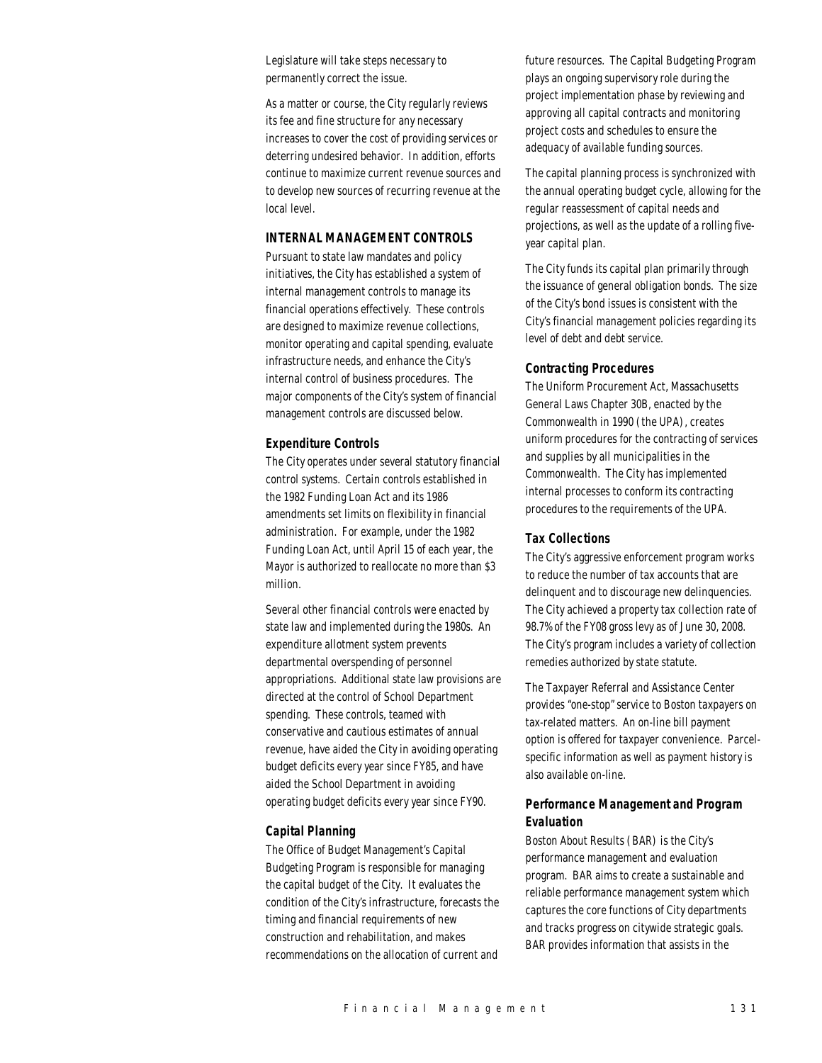Legislature will take steps necessary to permanently correct the issue.

As a matter or course, the City regularly reviews its fee and fine structure for any necessary increases to cover the cost of providing services or deterring undesired behavior. In addition, efforts continue to maximize current revenue sources and to develop new sources of recurring revenue at the local level.

## INTERNAL MANAGEMENT CONTROLS

Pursuant to state law mandates and policy initiatives, the City has established a system of internal management controls to manage its financial operations effectively. These controls are designed to maximize revenue collections, monitor operating and capital spending, evaluate infrastructure needs, and enhance the City's internal control of business procedures. The major components of the City's system of financial management controls are discussed below.

### Expenditure Controls

The City operates under several statutory financial control systems. Certain controls established in the 1982 Funding Loan Act and its 1986 amendments set limits on flexibility in financial administration. For example, under the 1982 Funding Loan Act, until April 15 of each year, the Mayor is authorized to reallocate no more than $3 million.

Several other financial controls were enacted by state law and implemented during the 1980s. An expenditure allotment system prevents departmental overspending of personnel appropriations. Additional state law provisions are directed at the control of School Department spending. These controls, teamed with conservative and cautious estimates of annual revenue, have aided the City in avoiding operating budget deficits every year since FY85, and have aided the School Department in avoiding operating budget deficits every year since FY90.

### Capital Planning

The Office of Budget Management's Capital Budgeting Program is responsible for managing the capital budget of the City. It evaluates the condition of the City's infrastructure, forecasts the timing and financial requirements of new construction and rehabilitation, and makes recommendations on the allocation of current and future resources. The Capital Budgeting Program plays an ongoing supervisory role during the project implementation phase by reviewing and approving all capital contracts and monitoring project costs and schedules to ensure the adequacy of available funding sources.

The capital planning process is synchronized with the annual operating budget cycle, allowing for the regular reassessment of capital needs and projections, as well as the update of a rolling five-year capital plan.

The City funds its capital plan primarily through the issuance of general obligation bonds. The size of the City's bond issues is consistent with the City's financial management policies regarding its level of debt and debt service.

### Contracting Procedures

The Uniform Procurement Act, Massachusetts General Laws Chapter 30B, enacted by the Commonwealth in 1990 (the UPA), creates uniform procedures for the contracting of services and supplies by all municipalities in the Commonwealth. The City has implemented internal processes to conform its contracting procedures to the requirements of the UPA.

### Tax Collections

The City's aggressive enforcement program works to reduce the number of tax accounts that are delinquent and to discourage new delinquencies. The City achieved a property tax collection rate of 98.7% of the FY08 gross levy as of June 30, 2008. The City's program includes a variety of collection remedies authorized by state statute.

The Taxpayer Referral and Assistance Center provides "one-stop" service to Boston taxpayers on tax-related matters. An on-line bill payment option is offered for taxpayer convenience. Parcel-specific information as well as payment history is also available on-line.

### Performance Management and Program Evaluation

Boston About Results (BAR) is the City's performance management and evaluation program. BAR aims to create a sustainable and reliable performance management system which captures the core functions of City departments and tracks progress on citywide strategic goals. BAR provides information that assists in the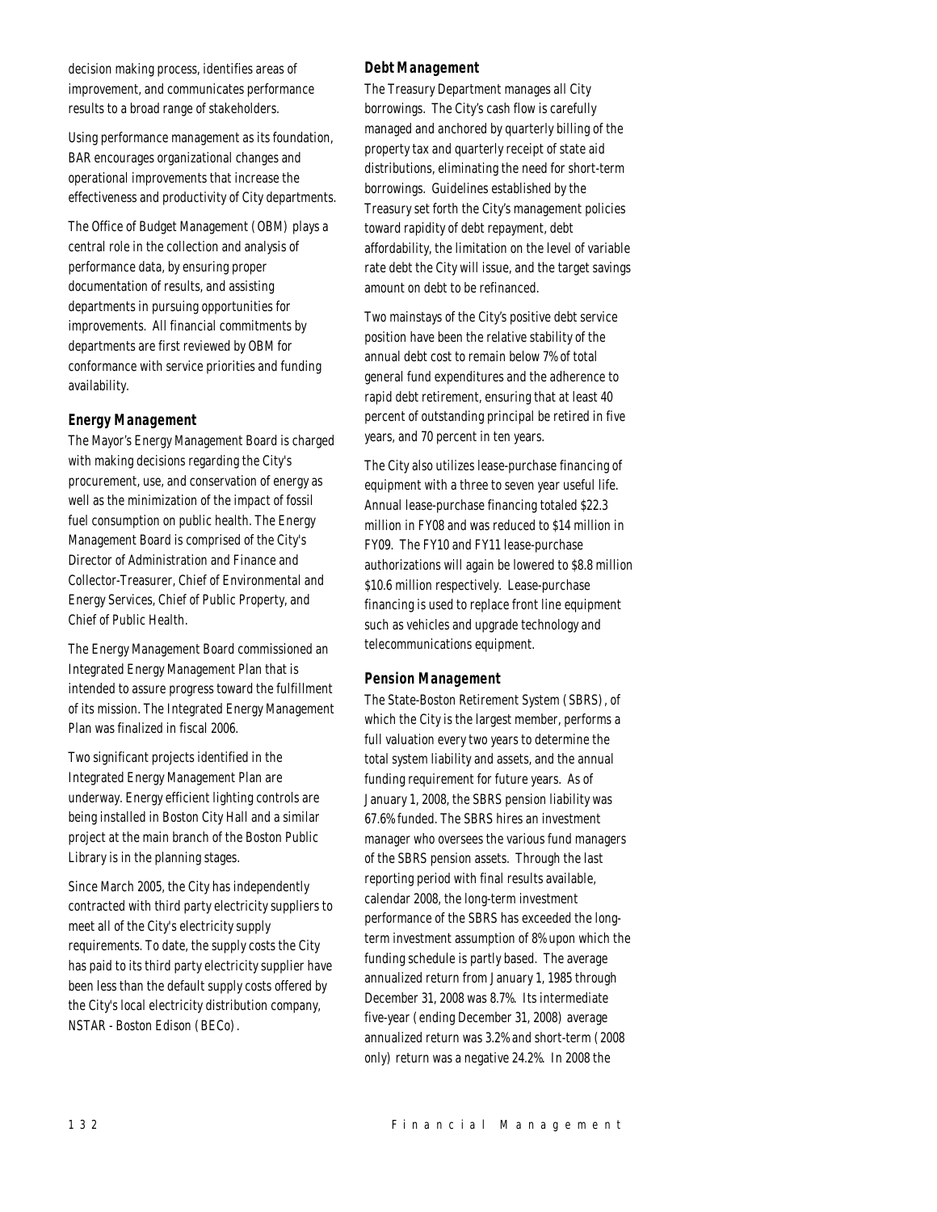decision making process, identifies areas of improvement, and communicates performance results to a broad range of stakeholders.

Using performance management as its foundation, BAR encourages organizational changes and operational improvements that increase the effectiveness and productivity of City departments.

The Office of Budget Management (OBM) plays a central role in the collection and analysis of performance data, by ensuring proper documentation of results, and assisting departments in pursuing opportunities for improvements. All financial commitments by departments are first reviewed by OBM for conformance with service priorities and funding availability.

### Energy Management

The Mayor's Energy Management Board is charged with making decisions regarding the City's procurement, use, and conservation of energy as well as the minimization of the impact of fossil fuel consumption on public health. The Energy Management Board is comprised of the City's Director of Administration and Finance and Collector-Treasurer, Chief of Environmental and Energy Services, Chief of Public Property, and Chief of Public Health.

The Energy Management Board commissioned an Integrated Energy Management Plan that is intended to assure progress toward the fulfillment of its mission. The Integrated Energy Management Plan was finalized in fiscal 2006.

Two significant projects identified in the Integrated Energy Management Plan are underway. Energy efficient lighting controls are being installed in Boston City Hall and a similar project at the main branch of the Boston Public Library is in the planning stages.

Since March 2005, the City has independently contracted with third party electricity suppliers to meet all of the City's electricity supply requirements. To date, the supply costs the City has paid to its third party electricity supplier have been less than the default supply costs offered by the City's local electricity distribution company, NSTAR - Boston Edison (BECo).

### Debt Management

The Treasury Department manages all City borrowings. The City's cash flow is carefully managed and anchored by quarterly billing of the property tax and quarterly receipt of state aid distributions, eliminating the need for short-term borrowings. Guidelines established by the Treasury set forth the City's management policies toward rapidity of debt repayment, debt affordability, the limitation on the level of variable rate debt the City will issue, and the target savings amount on debt to be refinanced.

Two mainstays of the City's positive debt service position have been the relative stability of the annual debt cost to remain below 7% of total general fund expenditures and the adherence to rapid debt retirement, ensuring that at least 40 percent of outstanding principal be retired in five years, and 70 percent in ten years.

The City also utilizes lease-purchase financing of equipment with a three to seven year useful life. Annual lease-purchase financing totaled $22.3 million in FY08 and was reduced to $14 million in FY09. The FY10 and FY11 lease-purchase authorizations will again be lowered to $8.8 million $10.6 million respectively. Lease-purchase financing is used to replace front line equipment such as vehicles and upgrade technology and telecommunications equipment.

### Pension Management

The State-Boston Retirement System (SBRS), of which the City is the largest member, performs a full valuation every two years to determine the total system liability and assets, and the annual funding requirement for future years. As of January 1, 2008, the SBRS pension liability was 67.6% funded. The SBRS hires an investment manager who oversees the various fund managers of the SBRS pension assets. Through the last reporting period with final results available, calendar 2008, the long-term investment performance of the SBRS has exceeded the long-term investment assumption of 8% upon which the funding schedule is partly based. The average annualized return from January 1, 1985 through December 31, 2008 was 8.7%. Its intermediate five-year (ending December 31, 2008) average annualized return was 3.2% and short-term (2008 only) return was a negative 24.2%. In 2008 the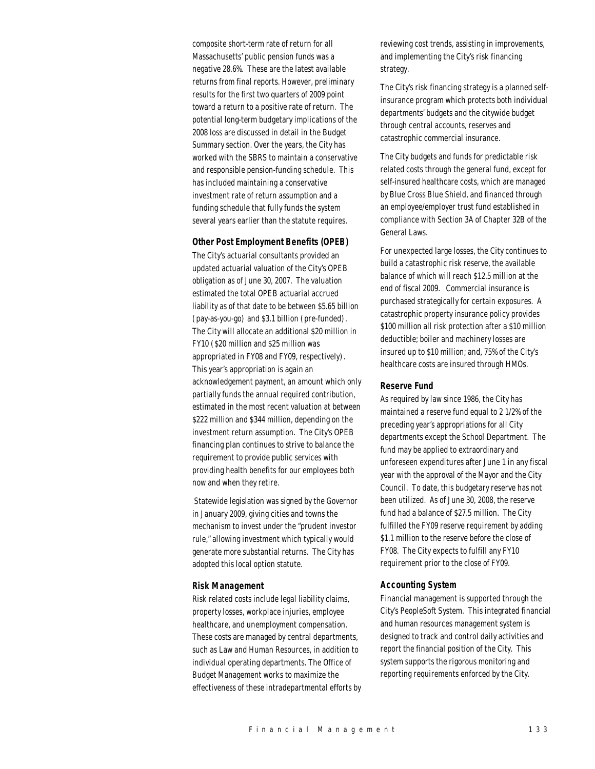composite short-term rate of return for all Massachusetts' public pension funds was a negative 28.6%. These are the latest available returns from final reports. However, preliminary results for the first two quarters of 2009 point toward a return to a positive rate of return. The potential long-term budgetary implications of the 2008 loss are discussed in detail in the Budget Summary section. Over the years, the City has worked with the SBRS to maintain a conservative and responsible pension-funding schedule. This has included maintaining a conservative investment rate of return assumption and a funding schedule that fully funds the system several years earlier than the statute requires.

### Other Post Employment Benefits (OPEB)

The City's actuarial consultants provided an updated actuarial valuation of the City's OPEB obligation as of June 30, 2007. The valuation estimated the total OPEB actuarial accrued liability as of that date to be between $5.65 billion (pay-as-you-go) and $3.1 billion (pre-funded). The City will allocate an additional $20 million in FY10 ($20 million and $25 million was appropriated in FY08 and FY09, respectively). This year's appropriation is again an acknowledgement payment, an amount which only partially funds the annual required contribution, estimated in the most recent valuation at between $222 million and $344 million, depending on the investment return assumption. The City's OPEB financing plan continues to strive to balance the requirement to provide public services with providing health benefits for our employees both now and when they retire.

Statewide legislation was signed by the Governor in January 2009, giving cities and towns the mechanism to invest under the "prudent investor rule," allowing investment which typically would generate more substantial returns. The City has adopted this local option statute.

### Risk Management

Risk related costs include legal liability claims, property losses, workplace injuries, employee healthcare, and unemployment compensation. These costs are managed by central departments, such as Law and Human Resources, in addition to individual operating departments. The Office of Budget Management works to maximize the effectiveness of these intradepartmental efforts by reviewing cost trends, assisting in improvements, and implementing the City's risk financing strategy.

The City's risk financing strategy is a planned self-insurance program which protects both individual departments' budgets and the citywide budget through central accounts, reserves and catastrophic commercial insurance.

The City budgets and funds for predictable risk related costs through the general fund, except for self-insured healthcare costs, which are managed by Blue Cross Blue Shield, and financed through an employee/employer trust fund established in compliance with Section 3A of Chapter 32B of the General Laws.

For unexpected large losses, the City continues to build a catastrophic risk reserve, the available balance of which will reach $12.5 million at the end of fiscal 2009. Commercial insurance is purchased strategically for certain exposures. A catastrophic property insurance policy provides $100 million all risk protection after a $10 million deductible; boiler and machinery losses are insured up to $10 million; and, 75% of the City's healthcare costs are insured through HMOs.

### Reserve Fund

As required by law since 1986, the City has maintained a reserve fund equal to 2 1/2% of the preceding year's appropriations for all City departments except the School Department. The fund may be applied to extraordinary and unforeseen expenditures after June 1 in any fiscal year with the approval of the Mayor and the City Council. To date, this budgetary reserve has not been utilized. As of June 30, 2008, the reserve fund had a balance of $27.5 million. The City fulfilled the FY09 reserve requirement by adding $1.1 million to the reserve before the close of FY08. The City expects to fulfill any FY10 requirement prior to the close of FY09.

### Accounting System

Financial management is supported through the City's PeopleSoft System. This integrated financial and human resources management system is designed to track and control daily activities and report the financial position of the City. This system supports the rigorous monitoring and reporting requirements enforced by the City.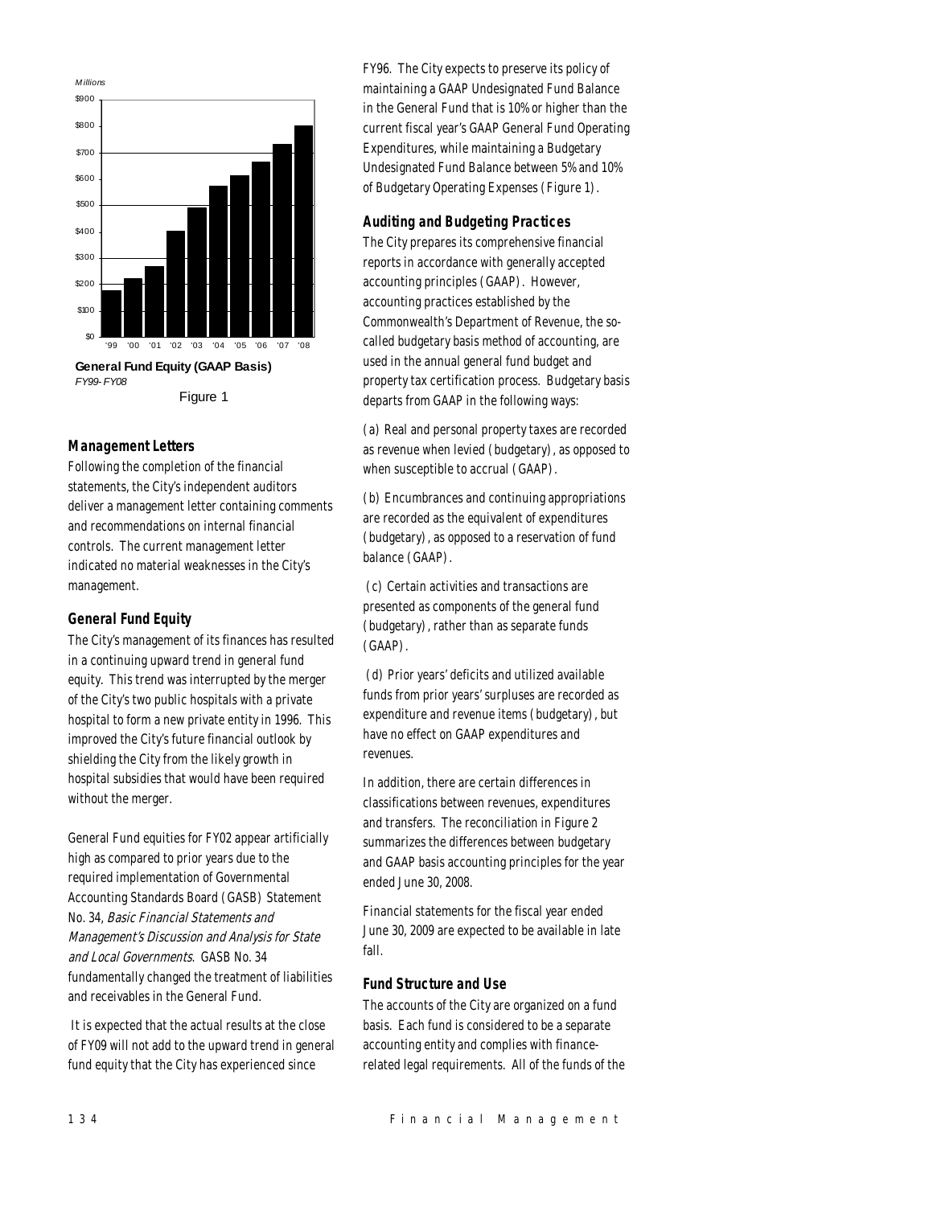Millions

General Fund Equity (GAAP Basis)
*FY99- FY08*

Figure 1

### Management Letters

Following the completion of the financial statements, the City's independent auditors deliver a management letter containing comments and recommendations on internal financial controls. The current management letter indicated no material weaknesses in the City's management.

### General Fund Equity

The City's management of its finances has resulted in a continuing upward trend in general fund equity. This trend was interrupted by the merger of the City's two public hospitals with a private hospital to form a new private entity in 1996. This improved the City's future financial outlook by shielding the City from the likely growth in hospital subsidies that would have been required without the merger.

General Fund equities for FY02 appear artificially high as compared to prior years due to the required implementation of Governmental Accounting Standards Board (GASB) Statement No. 34, *Basic Financial Statements and Management's Discussion and Analysis for State and Local Governments*. GASB No. 34 fundamentally changed the treatment of liabilities and receivables in the General Fund.

It is expected that the actual results at the close of FY09 will not add to the upward trend in general fund equity that the City has experienced since FY96. The City expects to preserve its policy of maintaining a GAAP Undesignated Fund Balance in the General Fund that is 10% or higher than the current fiscal year's GAAP General Fund Operating Expenditures, while maintaining a Budgetary Undesignated Fund Balance between 5% and 10% of Budgetary Operating Expenses (Figure 1).

### Auditing and Budgeting Practices

The City prepares its comprehensive financial reports in accordance with generally accepted accounting principles (GAAP). However, accounting practices established by the Commonwealth's Department of Revenue, the so-called budgetary basis method of accounting, are used in the annual general fund budget and property tax certification process. Budgetary basis departs from GAAP in the following ways:

(a) Real and personal property taxes are recorded as revenue when levied (budgetary), as opposed to when susceptible to accrual (GAAP).

(b) Encumbrances and continuing appropriations are recorded as the equivalent of expenditures (budgetary), as opposed to a reservation of fund balance (GAAP).

(c) Certain activities and transactions are presented as components of the general fund (budgetary), rather than as separate funds (GAAP).

(d) Prior years' deficits and utilized available funds from prior years' surpluses are recorded as expenditure and revenue items (budgetary), but have no effect on GAAP expenditures and revenues.

In addition, there are certain differences in classifications between revenues, expenditures and transfers. The reconciliation in Figure 2 summarizes the differences between budgetary and GAAP basis accounting principles for the year ended June 30, 2008.

Financial statements for the fiscal year ended June 30, 2009 are expected to be available in late fall.

### Fund Structure and Use

The accounts of the City are organized on a fund basis. Each fund is considered to be a separate accounting entity and complies with finance-related legal requirements. All of the funds of the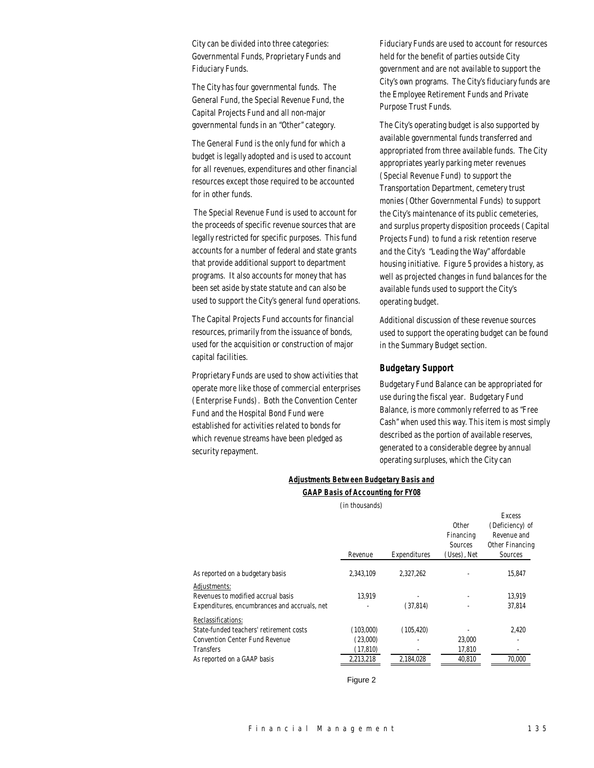City can be divided into three categories: Governmental Funds, Proprietary Funds and Fiduciary Funds.

The City has four governmental funds. The General Fund, the Special Revenue Fund, the Capital Projects Fund and all non-major governmental funds in an "Other" category.

The General Fund is the only fund for which a budget is legally adopted and is used to account for all revenues, expenditures and other financial resources except those required to be accounted for in other funds.

The Special Revenue Fund is used to account for the proceeds of specific revenue sources that are legally restricted for specific purposes. This fund accounts for a number of federal and state grants that provide additional support to department programs. It also accounts for money that has been set aside by state statute and can also be used to support the City's general fund operations.

The Capital Projects Fund accounts for financial resources, primarily from the issuance of bonds, used for the acquisition or construction of major capital facilities.

Proprietary Funds are used to show activities that operate more like those of commercial enterprises (Enterprise Funds). Both the Convention Center Fund and the Hospital Bond Fund were established for activities related to bonds for which revenue streams have been pledged as security repayment.

Fiduciary Funds are used to account for resources held for the benefit of parties outside City government and are not available to support the City's own programs. The City's fiduciary funds are the Employee Retirement Funds and Private Purpose Trust Funds.

The City's operating budget is also supported by available governmental funds transferred and appropriated from three available funds. The City appropriates yearly parking meter revenues (Special Revenue Fund) to support the Transportation Department, cemetery trust monies (Other Governmental Funds) to support the City's maintenance of its public cemeteries, and surplus property disposition proceeds (Capital Projects Fund) to fund a risk retention reserve and the City's "Leading the Way" affordable housing initiative. Figure 5 provides a history, as well as projected changes in fund balances for the available funds used to support the City's operating budget.

Additional discussion of these revenue sources used to support the operating budget can be found in the Summary Budget section.

### Budgetary Support

Budgetary Fund Balance can be appropriated for use during the fiscal year. Budgetary Fund Balance, is more commonly referred to as "Free Cash" when used this way. This item is most simply described as the portion of available reserves, generated to a considerable degree by annual operating surpluses, which the City can

**Adjustments Between Budgetary Basis and GAAP Basis of Accounting for FY08**

(in thousands)

| | Revenue | Expenditures | Other Financing Sources (Uses), Net | Excess (Deficiency) of Revenue and Other Financing Sources |
|---|---|---|---|---|
| As reported on a budgetary basis | 2,343,109 | 2,327,262 | - | 15,847 |
| Adjustments: | | | | |
| Revenues to modified accrual basis | 13,919 | - | - | 13,919 |
| Expenditures, encumbrances and accruals, net | - | (37,814) | - | 37,814 |
| Reclassifications: | | | | |
| State-funded teachers' retirement costs | (103,000) | (105,420) | - | 2,420 |
| Convention Center Fund Revenue | (23,000) | - | 23,000 | - |
| Transfers | (17,810) | - | 17,810 | - |
| As reported on a GAAP basis | 2,213,218 | 2,184,028 | 40,810 | 70,000 |

Figure 2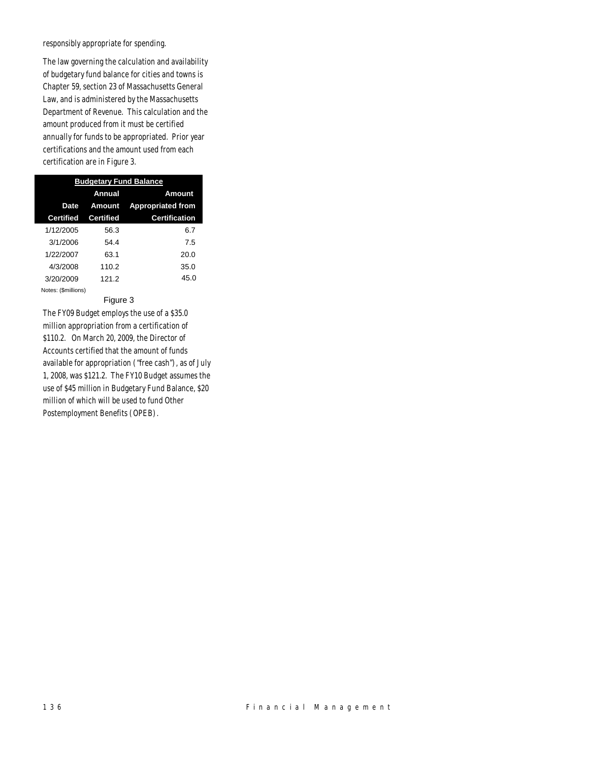responsibly appropriate for spending.

The law governing the calculation and availability of budgetary fund balance for cities and towns is Chapter 59, section 23 of Massachusetts General Law, and is administered by the Massachusetts Department of Revenue. This calculation and the amount produced from it must be certified annually for funds to be appropriated. Prior year certifications and the amount used from each certification are in Figure 3.

| **Budgetary Fund Balance** | | |
|---|---|---|
| **Date Certified** | **Annual Amount Certified** | **Amount Appropriated from Certification** |
| 1/12/2005 | 56.3 | 6.7 |
| 3/1/2006 | 54.4 | 7.5 |
| 1/22/2007 | 63.1 | 20.0 |
| 4/3/2008 | 110.2 | 35.0 |
| 3/20/2009 | 121.2 | 45.0 |

Notes: ($millions)

Figure 3

The FY09 Budget employs the use of a $35.0 million appropriation from a certification of $110.2. On March 20, 2009, the Director of Accounts certified that the amount of funds available for appropriation ("free cash"), as of July 1, 2008, was $121.2. The FY10 Budget assumes the use of $45 million in Budgetary Fund Balance, $20 million of which will be used to fund Other Postemployment Benefits (OPEB).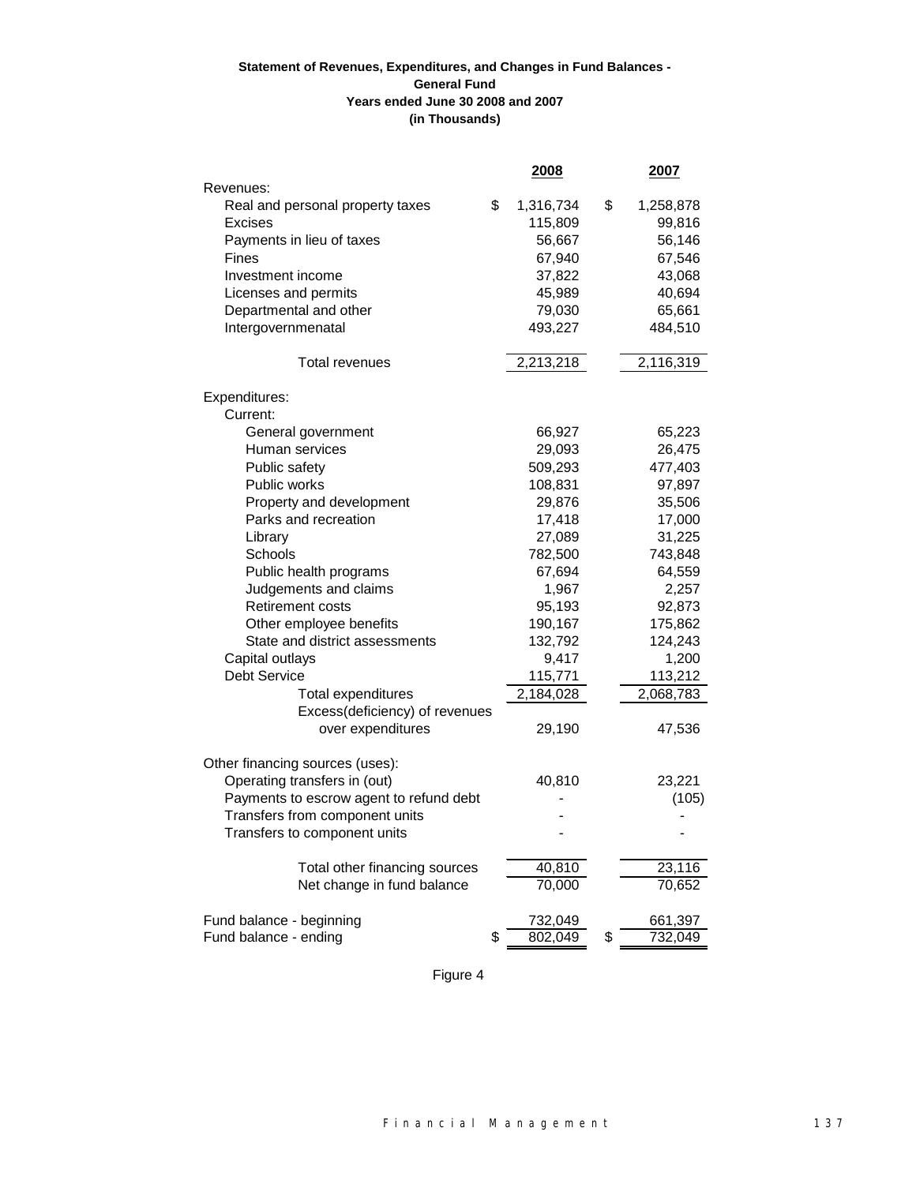**Statement of Revenues, Expenditures, and Changes in Fund Balances - General Fund Years ended June 30 2008 and 2007 (in Thousands)**

| | 2008 | 2007 |
|---|---|---|
| Revenues: | | |
| Real and personal property taxes | $ 1,316,734 | $ 1,258,878 |
| Excises | 115,809 | 99,816 |
| Payments in lieu of taxes | 56,667 | 56,146 |
| Fines | 67,940 | 67,546 |
| Investment income | 37,822 | 43,068 |
| Licenses and permits | 45,989 | 40,694 |
| Departmental and other | 79,030 | 65,661 |
| Intergovernmenatal | 493,227 | 484,510 |
| Total revenues | 2,213,218 | 2,116,319 |
| Expenditures: | | |
| Current: | | |
| General government | 66,927 | 65,223 |
| Human services | 29,093 | 26,475 |
| Public safety | 509,293 | 477,403 |
| Public works | 108,831 | 97,897 |
| Property and development | 29,876 | 35,506 |
| Parks and recreation | 17,418 | 17,000 |
| Library | 27,089 | 31,225 |
| Schools | 782,500 | 743,848 |
| Public health programs | 67,694 | 64,559 |
| Judgements and claims | 1,967 | 2,257 |
| Retirement costs | 95,193 | 92,873 |
| Other employee benefits | 190,167 | 175,862 |
| State and district assessments | 132,792 | 124,243 |
| Capital outlays | 9,417 | 1,200 |
| Debt Service | 115,771 | 113,212 |
| Total expenditures | 2,184,028 | 2,068,783 |
| Excess(deficiency) of revenues over expenditures | 29,190 | 47,536 |
| Other financing sources (uses): | | |
| Operating transfers in (out) | 40,810 | 23,221 |
| Payments to escrow agent to refund debt | - | (105) |
| Transfers from component units | - | - |
| Transfers to component units | - | - |
| Total other financing sources | 40,810 | 23,116 |
| Net change in fund balance | 70,000 | 70,652 |
| Fund balance - beginning | 732,049 | 661,397 |
| Fund balance - ending | $ 802,049 | $ 732,049 |

Figure 4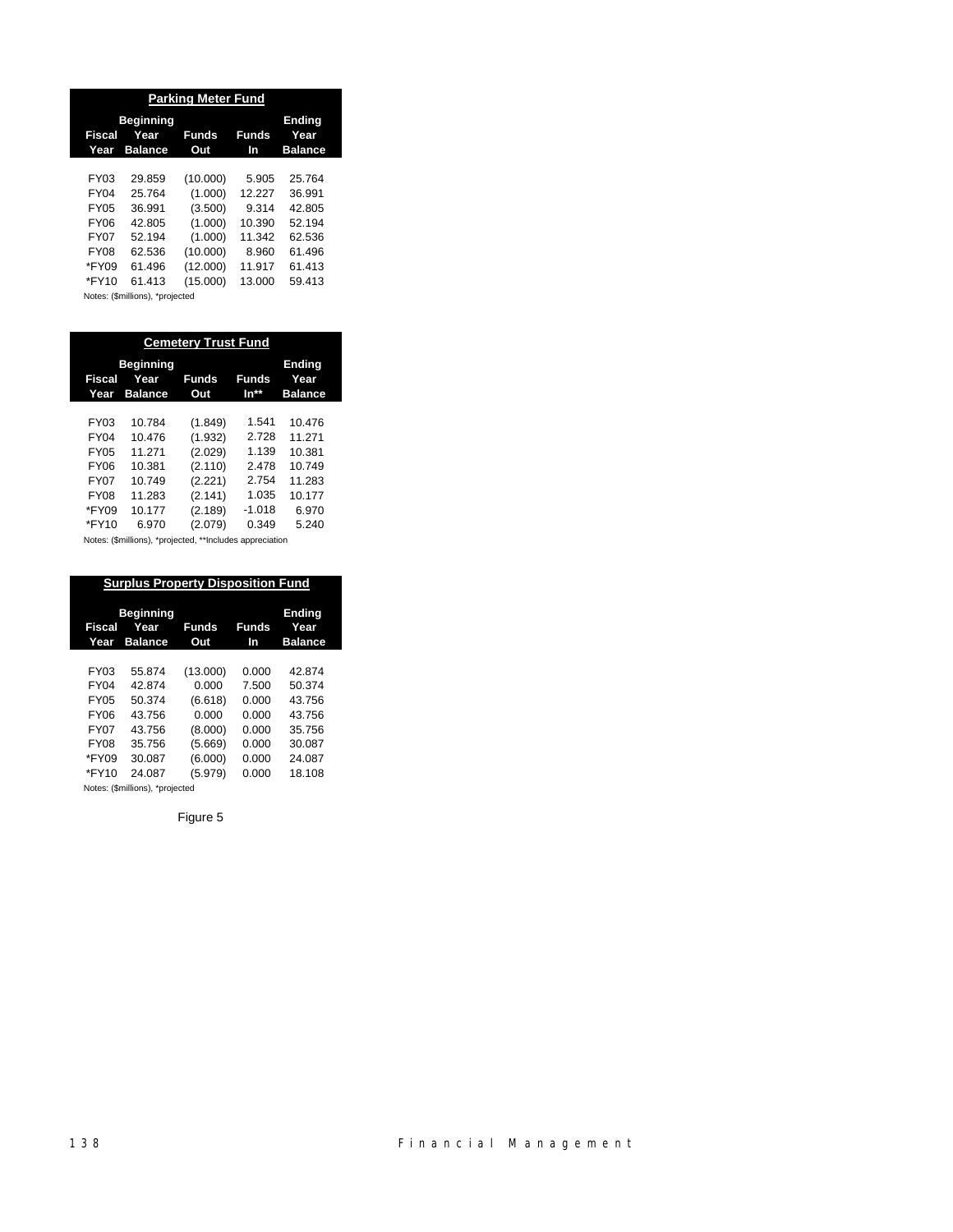| Parking Meter Fund | | | | |
|---|---|---|---|---|
| Fiscal Year | Beginning Year Balance | Funds Out | Funds In | Ending Year Balance |
| FY03 | 29.859 | (10.000) | 5.905 | 25.764 |
| FY04 | 25.764 | (1.000) | 12.227 | 36.991 |
| FY05 | 36.991 | (3.500) | 9.314 | 42.805 |
| FY06 | 42.805 | (1.000) | 10.390 | 52.194 |
| FY07 | 52.194 | (1.000) | 11.342 | 62.536 |
| FY08 | 62.536 | (10.000) | 8.960 | 61.496 |
| *FY09 | 61.496 | (12.000) | 11.917 | 61.413 |
| *FY10 | 61.413 | (15.000) | 13.000 | 59.413 |

Notes: ($millions), *projected

| Cemetery Trust Fund | | | | |
|---|---|---|---|---|
| Fiscal Year | Beginning Year Balance | Funds Out | Funds In** | Ending Year Balance |
| FY03 | 10.784 | (1.849) | 1.541 | 10.476 |
| FY04 | 10.476 | (1.932) | 2.728 | 11.271 |
| FY05 | 11.271 | (2.029) | 1.139 | 10.381 |
| FY06 | 10.381 | (2.110) | 2.478 | 10.749 |
| FY07 | 10.749 | (2.221) | 2.754 | 11.283 |
| FY08 | 11.283 | (2.141) | 1.035 | 10.177 |
| *FY09 | 10.177 | (2.189) | -1.018 | 6.970 |
| *FY10 | 6.970 | (2.079) | 0.349 | 5.240 |

Notes: ($millions), *projected, **Includes appreciation

| Surplus Property Disposition Fund | | | | |
|---|---|---|---|---|
| Fiscal Year | Beginning Year Balance | Funds Out | Funds In | Ending Year Balance |
| FY03 | 55.874 | (13.000) | 0.000 | 42.874 |
| FY04 | 42.874 | 0.000 | 7.500 | 50.374 |
| FY05 | 50.374 | (6.618) | 0.000 | 43.756 |
| FY06 | 43.756 | 0.000 | 0.000 | 43.756 |
| FY07 | 43.756 | (8.000) | 0.000 | 35.756 |
| FY08 | 35.756 | (5.669) | 0.000 | 30.087 |
| *FY09 | 30.087 | (6.000) | 0.000 | 24.087 |
| *FY10 | 24.087 | (5.979) | 0.000 | 18.108 |

Notes: ($millions), *projected

Figure 5